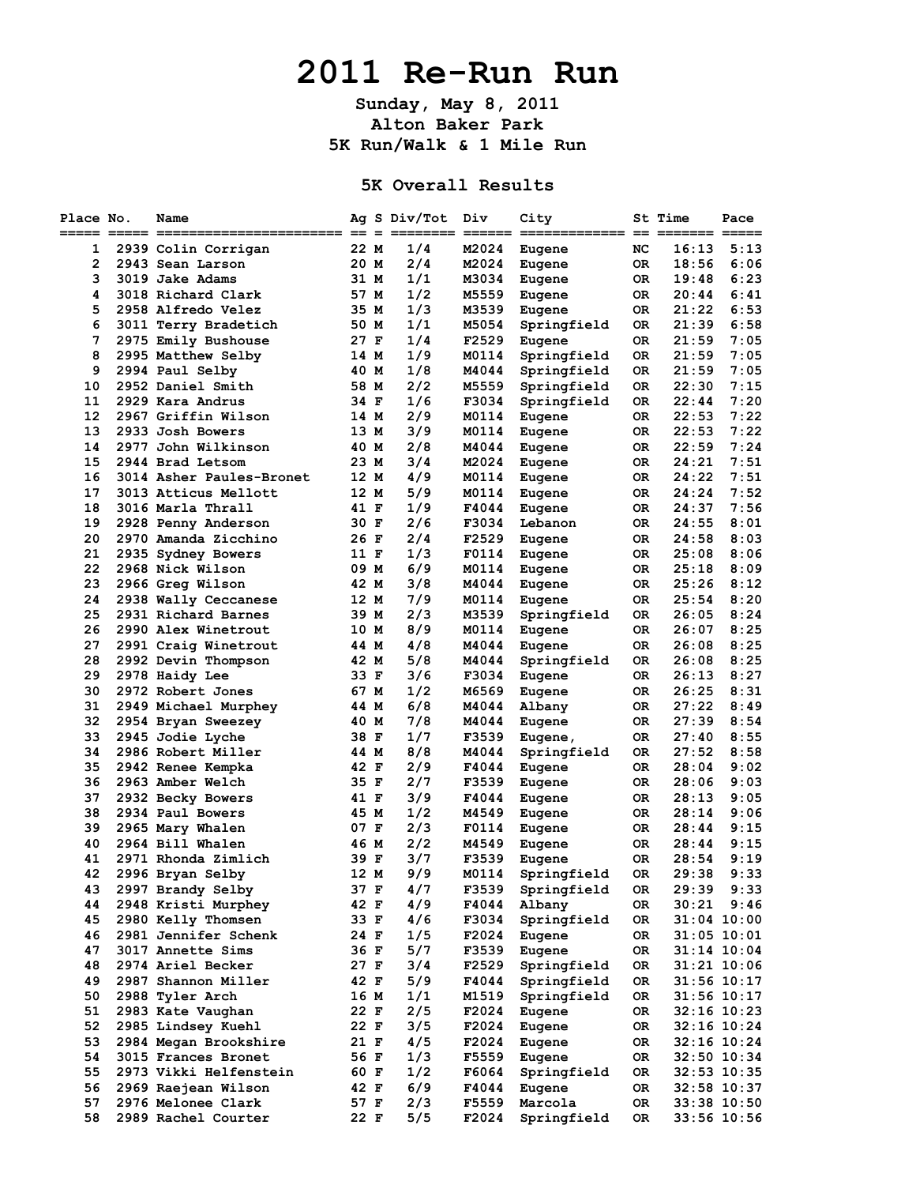# 2011 Re-Run Run

**Sunday, May 8, 2011**
**Alton Baker Park**
**5K Run/Walk & 1 Mile Run**

## 5K Overall Results

| Place | No. | Name | Ag | S | Div/Tot | Div | City | St | Time | Pace |
|---|---|---|---|---|---|---|---|---|---|---|
| 1 | 2939 | Colin Corrigan | 22 | M | 1/4 | M2024 | Eugene | NC | 16:13 | 5:13 |
| 2 | 2943 | Sean Larson | 20 | M | 2/4 | M2024 | Eugene | OR | 18:56 | 6:06 |
| 3 | 3019 | Jake Adams | 31 | M | 1/1 | M3034 | Eugene | OR | 19:48 | 6:23 |
| 4 | 3018 | Richard Clark | 57 | M | 1/2 | M5559 | Eugene | OR | 20:44 | 6:41 |
| 5 | 2958 | Alfredo Velez | 35 | M | 1/3 | M3539 | Eugene | OR | 21:22 | 6:53 |
| 6 | 3011 | Terry Bradetich | 50 | M | 1/1 | M5054 | Springfield | OR | 21:39 | 6:58 |
| 7 | 2975 | Emily Bushouse | 27 | F | 1/4 | F2529 | Eugene | OR | 21:59 | 7:05 |
| 8 | 2995 | Matthew Selby | 14 | M | 1/9 | M0114 | Springfield | OR | 21:59 | 7:05 |
| 9 | 2994 | Paul Selby | 40 | M | 1/8 | M4044 | Springfield | OR | 21:59 | 7:05 |
| 10 | 2952 | Daniel Smith | 58 | M | 2/2 | M5559 | Springfield | OR | 22:30 | 7:15 |
| 11 | 2929 | Kara Andrus | 34 | F | 1/6 | F3034 | Springfield | OR | 22:44 | 7:20 |
| 12 | 2967 | Griffin Wilson | 14 | M | 2/9 | M0114 | Eugene | OR | 22:53 | 7:22 |
| 13 | 2933 | Josh Bowers | 13 | M | 3/9 | M0114 | Eugene | OR | 22:53 | 7:22 |
| 14 | 2977 | John Wilkinson | 40 | M | 2/8 | M4044 | Eugene | OR | 22:59 | 7:24 |
| 15 | 2944 | Brad Letsom | 23 | M | 3/4 | M2024 | Eugene | OR | 24:21 | 7:51 |
| 16 | 3014 | Asher Paules-Bronet | 12 | M | 4/9 | M0114 | Eugene | OR | 24:22 | 7:51 |
| 17 | 3013 | Atticus Mellott | 12 | M | 5/9 | M0114 | Eugene | OR | 24:24 | 7:52 |
| 18 | 3016 | Marla Thrall | 41 | F | 1/9 | F4044 | Eugene | OR | 24:37 | 7:56 |
| 19 | 2928 | Penny Anderson | 30 | F | 2/6 | F3034 | Lebanon | OR | 24:55 | 8:01 |
| 20 | 2970 | Amanda Zicchino | 26 | F | 2/4 | F2529 | Eugene | OR | 24:58 | 8:03 |
| 21 | 2935 | Sydney Bowers | 11 | F | 1/3 | F0114 | Eugene | OR | 25:08 | 8:06 |
| 22 | 2968 | Nick Wilson | 09 | M | 6/9 | M0114 | Eugene | OR | 25:18 | 8:09 |
| 23 | 2966 | Greg Wilson | 42 | M | 3/8 | M4044 | Eugene | OR | 25:26 | 8:12 |
| 24 | 2938 | Wally Ceccanese | 12 | M | 7/9 | M0114 | Eugene | OR | 25:54 | 8:20 |
| 25 | 2931 | Richard Barnes | 39 | M | 2/3 | M3539 | Springfield | OR | 26:05 | 8:24 |
| 26 | 2990 | Alex Winetrout | 10 | M | 8/9 | M0114 | Eugene | OR | 26:07 | 8:25 |
| 27 | 2991 | Craig Winetrout | 44 | M | 4/8 | M4044 | Eugene | OR | 26:08 | 8:25 |
| 28 | 2992 | Devin Thompson | 42 | M | 5/8 | M4044 | Springfield | OR | 26:08 | 8:25 |
| 29 | 2978 | Haidy Lee | 33 | F | 3/6 | F3034 | Eugene | OR | 26:13 | 8:27 |
| 30 | 2972 | Robert Jones | 67 | M | 1/2 | M6569 | Eugene | OR | 26:25 | 8:31 |
| 31 | 2949 | Michael Murphey | 44 | M | 6/8 | M4044 | Albany | OR | 27:22 | 8:49 |
| 32 | 2954 | Bryan Sweezey | 40 | M | 7/8 | M4044 | Eugene | OR | 27:39 | 8:54 |
| 33 | 2945 | Jodie Lyche | 38 | F | 1/7 | F3539 | Eugene, | OR | 27:40 | 8:55 |
| 34 | 2986 | Robert Miller | 44 | M | 8/8 | M4044 | Springfield | OR | 27:52 | 8:58 |
| 35 | 2942 | Renee Kempka | 42 | F | 2/9 | F4044 | Eugene | OR | 28:04 | 9:02 |
| 36 | 2963 | Amber Welch | 35 | F | 2/7 | F3539 | Eugene | OR | 28:06 | 9:03 |
| 37 | 2932 | Becky Bowers | 41 | F | 3/9 | F4044 | Eugene | OR | 28:13 | 9:05 |
| 38 | 2934 | Paul Bowers | 45 | M | 1/2 | M4549 | Eugene | OR | 28:14 | 9:06 |
| 39 | 2965 | Mary Whalen | 07 | F | 2/3 | F0114 | Eugene | OR | 28:44 | 9:15 |
| 40 | 2964 | Bill Whalen | 46 | M | 2/2 | M4549 | Eugene | OR | 28:44 | 9:15 |
| 41 | 2971 | Rhonda Zimlich | 39 | F | 3/7 | F3539 | Eugene | OR | 28:54 | 9:19 |
| 42 | 2996 | Bryan Selby | 12 | M | 9/9 | M0114 | Springfield | OR | 29:38 | 9:33 |
| 43 | 2997 | Brandy Selby | 37 | F | 4/7 | F3539 | Springfield | OR | 29:39 | 9:33 |
| 44 | 2948 | Kristi Murphey | 42 | F | 4/9 | F4044 | Albany | OR | 30:21 | 9:46 |
| 45 | 2980 | Kelly Thomsen | 33 | F | 4/6 | F3034 | Springfield | OR | 31:04 | 10:00 |
| 46 | 2981 | Jennifer Schenk | 24 | F | 1/5 | F2024 | Eugene | OR | 31:05 | 10:01 |
| 47 | 3017 | Annette Sims | 36 | F | 5/7 | F3539 | Eugene | OR | 31:14 | 10:04 |
| 48 | 2974 | Ariel Becker | 27 | F | 3/4 | F2529 | Springfield | OR | 31:21 | 10:06 |
| 49 | 2987 | Shannon Miller | 42 | F | 5/9 | F4044 | Springfield | OR | 31:56 | 10:17 |
| 50 | 2988 | Tyler Arch | 16 | M | 1/1 | M1519 | Springfield | OR | 31:56 | 10:17 |
| 51 | 2983 | Kate Vaughan | 22 | F | 2/5 | F2024 | Eugene | OR | 32:16 | 10:23 |
| 52 | 2985 | Lindsey Kuehl | 22 | F | 3/5 | F2024 | Eugene | OR | 32:16 | 10:24 |
| 53 | 2984 | Megan Brookshire | 21 | F | 4/5 | F2024 | Eugene | OR | 32:16 | 10:24 |
| 54 | 3015 | Frances Bronet | 56 | F | 1/3 | F5559 | Eugene | OR | 32:50 | 10:34 |
| 55 | 2973 | Vikki Helfenstein | 60 | F | 1/2 | F6064 | Springfield | OR | 32:53 | 10:35 |
| 56 | 2969 | Raejean Wilson | 42 | F | 6/9 | F4044 | Eugene | OR | 32:58 | 10:37 |
| 57 | 2976 | Melonee Clark | 57 | F | 2/3 | F5559 | Marcola | OR | 33:38 | 10:50 |
| 58 | 2989 | Rachel Courter | 22 | F | 5/5 | F2024 | Springfield | OR | 33:56 | 10:56 |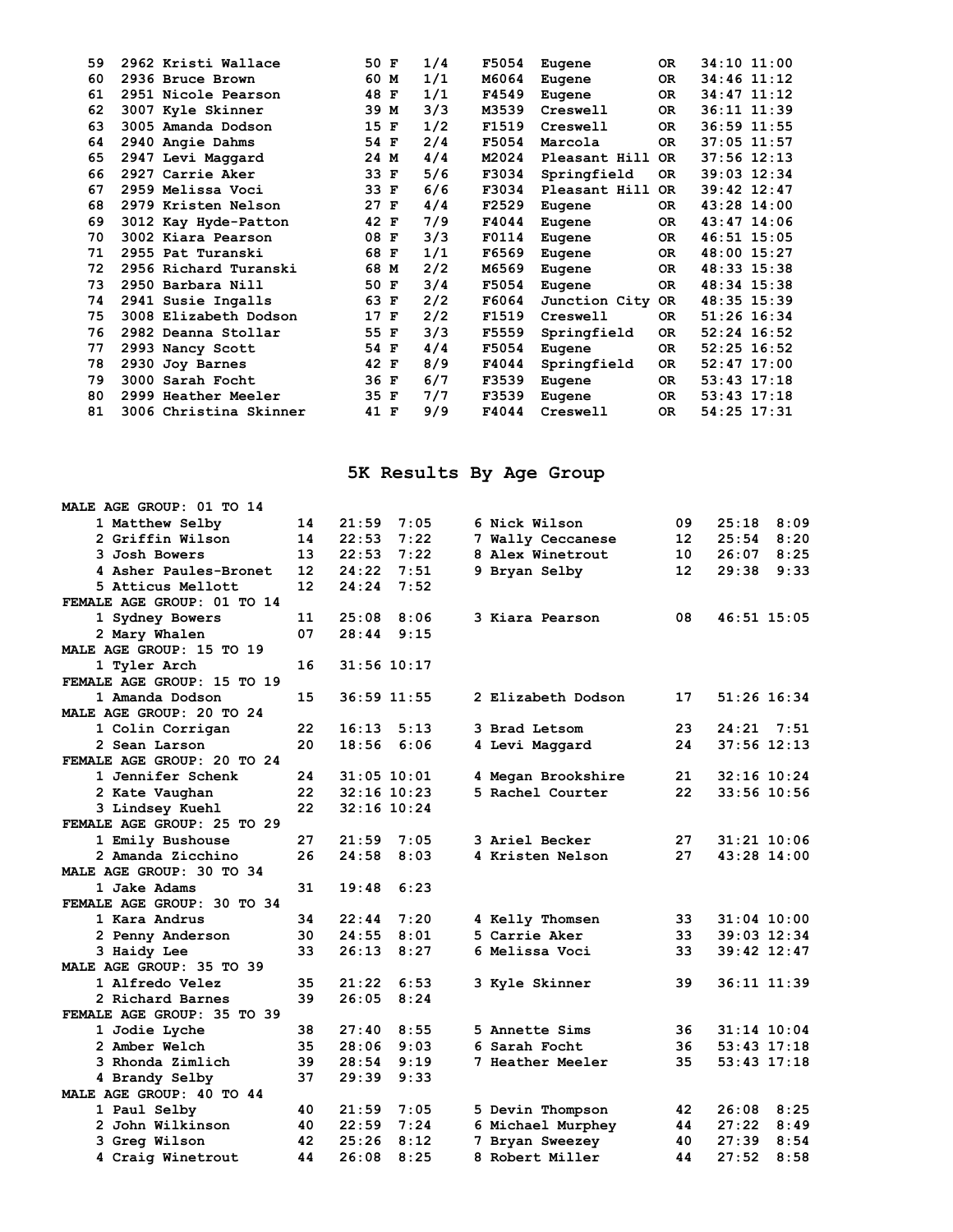| Place | Bib | Name | Age | Sex | Div Place | Div | City | State | Time | Pace |
|---|---|---|---|---|---|---|---|---|---|---|
| 59 | 2962 | Kristi Wallace | 50 | F | 1/4 | F5054 | Eugene | OR | 34:10 | 11:00 |
| 60 | 2936 | Bruce Brown | 60 | M | 1/1 | M6064 | Eugene | OR | 34:46 | 11:12 |
| 61 | 2951 | Nicole Pearson | 48 | F | 1/1 | F4549 | Eugene | OR | 34:47 | 11:12 |
| 62 | 3007 | Kyle Skinner | 39 | M | 3/3 | M3539 | Creswell | OR | 36:11 | 11:39 |
| 63 | 3005 | Amanda Dodson | 15 | F | 1/2 | F1519 | Creswell | OR | 36:59 | 11:55 |
| 64 | 2940 | Angie Dahms | 54 | F | 2/4 | F5054 | Marcola | OR | 37:05 | 11:57 |
| 65 | 2947 | Levi Maggard | 24 | M | 4/4 | M2024 | Pleasant Hill | OR | 37:56 | 12:13 |
| 66 | 2927 | Carrie Aker | 33 | F | 5/6 | F3034 | Springfield | OR | 39:03 | 12:34 |
| 67 | 2959 | Melissa Voci | 33 | F | 6/6 | F3034 | Pleasant Hill | OR | 39:42 | 12:47 |
| 68 | 2979 | Kristen Nelson | 27 | F | 4/4 | F2529 | Eugene | OR | 43:28 | 14:00 |
| 69 | 3012 | Kay Hyde-Patton | 42 | F | 7/9 | F4044 | Eugene | OR | 43:47 | 14:06 |
| 70 | 3002 | Kiara Pearson | 08 | F | 3/3 | F0114 | Eugene | OR | 46:51 | 15:05 |
| 71 | 2955 | Pat Turanski | 68 | F | 1/1 | F6569 | Eugene | OR | 48:00 | 15:27 |
| 72 | 2956 | Richard Turanski | 68 | M | 2/2 | M6569 | Eugene | OR | 48:33 | 15:38 |
| 73 | 2950 | Barbara Nill | 50 | F | 3/4 | F5054 | Eugene | OR | 48:34 | 15:38 |
| 74 | 2941 | Susie Ingalls | 63 | F | 2/2 | F6064 | Junction City | OR | 48:35 | 15:39 |
| 75 | 3008 | Elizabeth Dodson | 17 | F | 2/2 | F1519 | Creswell | OR | 51:26 | 16:34 |
| 76 | 2982 | Deanna Stollar | 55 | F | 3/3 | F5559 | Springfield | OR | 52:24 | 16:52 |
| 77 | 2993 | Nancy Scott | 54 | F | 4/4 | F5054 | Eugene | OR | 52:25 | 16:52 |
| 78 | 2930 | Joy Barnes | 42 | F | 8/9 | F4044 | Springfield | OR | 52:47 | 17:00 |
| 79 | 3000 | Sarah Focht | 36 | F | 6/7 | F3539 | Eugene | OR | 53:43 | 17:18 |
| 80 | 2999 | Heather Meeler | 35 | F | 7/7 | F3539 | Eugene | OR | 53:43 | 17:18 |
| 81 | 3006 | Christina Skinner | 41 | F | 9/9 | F4044 | Creswell | OR | 54:25 | 17:31 |

## 5K Results By Age Group

**MALE AGE GROUP: 01 TO 14**

| Place | Name | Age | Time | Pace |
|---|---|---|---|---|
| 1 | Matthew Selby | 14 | 21:59 | 7:05 |
| 2 | Griffin Wilson | 14 | 22:53 | 7:22 |
| 3 | Josh Bowers | 13 | 22:53 | 7:22 |
| 4 | Asher Paules-Bronet | 12 | 24:22 | 7:51 |
| 5 | Atticus Mellott | 12 | 24:24 | 7:52 |
| 6 | Nick Wilson | 09 | 25:18 | 8:09 |
| 7 | Wally Ceccanese | 12 | 25:54 | 8:20 |
| 8 | Alex Winetrout | 10 | 26:07 | 8:25 |
| 9 | Bryan Selby | 12 | 29:38 | 9:33 |

**FEMALE AGE GROUP: 01 TO 14**

| Place | Name | Age | Time | Pace |
|---|---|---|---|---|
| 1 | Sydney Bowers | 11 | 25:08 | 8:06 |
| 2 | Mary Whalen | 07 | 28:44 | 9:15 |
| 3 | Kiara Pearson | 08 | 46:51 | 15:05 |

**MALE AGE GROUP: 15 TO 19**

| Place | Name | Age | Time | Pace |
|---|---|---|---|---|
| 1 | Tyler Arch | 16 | 31:56 | 10:17 |

**FEMALE AGE GROUP: 15 TO 19**

| Place | Name | Age | Time | Pace |
|---|---|---|---|---|
| 1 | Amanda Dodson | 15 | 36:59 | 11:55 |
| 2 | Elizabeth Dodson | 17 | 51:26 | 16:34 |

**MALE AGE GROUP: 20 TO 24**

| Place | Name | Age | Time | Pace |
|---|---|---|---|---|
| 1 | Colin Corrigan | 22 | 16:13 | 5:13 |
| 2 | Sean Larson | 20 | 18:56 | 6:06 |
| 3 | Brad Letsom | 23 | 24:21 | 7:51 |
| 4 | Levi Maggard | 24 | 37:56 | 12:13 |

**FEMALE AGE GROUP: 20 TO 24**

| Place | Name | Age | Time | Pace |
|---|---|---|---|---|
| 1 | Jennifer Schenk | 24 | 31:05 | 10:01 |
| 2 | Kate Vaughan | 22 | 32:16 | 10:23 |
| 3 | Lindsey Kuehl | 22 | 32:16 | 10:24 |
| 4 | Megan Brookshire | 21 | 32:16 | 10:24 |
| 5 | Rachel Courter | 22 | 33:56 | 10:56 |

**FEMALE AGE GROUP: 25 TO 29**

| Place | Name | Age | Time | Pace |
|---|---|---|---|---|
| 1 | Emily Bushouse | 27 | 21:59 | 7:05 |
| 2 | Amanda Zicchino | 26 | 24:58 | 8:03 |
| 3 | Ariel Becker | 27 | 31:21 | 10:06 |
| 4 | Kristen Nelson | 27 | 43:28 | 14:00 |

**MALE AGE GROUP: 30 TO 34**

| Place | Name | Age | Time | Pace |
|---|---|---|---|---|
| 1 | Jake Adams | 31 | 19:48 | 6:23 |

**FEMALE AGE GROUP: 30 TO 34**

| Place | Name | Age | Time | Pace |
|---|---|---|---|---|
| 1 | Kara Andrus | 34 | 22:44 | 7:20 |
| 2 | Penny Anderson | 30 | 24:55 | 8:01 |
| 3 | Haidy Lee | 33 | 26:13 | 8:27 |
| 4 | Kelly Thomsen | 33 | 31:04 | 10:00 |
| 5 | Carrie Aker | 33 | 39:03 | 12:34 |
| 6 | Melissa Voci | 33 | 39:42 | 12:47 |

**MALE AGE GROUP: 35 TO 39**

| Place | Name | Age | Time | Pace |
|---|---|---|---|---|
| 1 | Alfredo Velez | 35 | 21:22 | 6:53 |
| 2 | Richard Barnes | 39 | 26:05 | 8:24 |
| 3 | Kyle Skinner | 39 | 36:11 | 11:39 |

**FEMALE AGE GROUP: 35 TO 39**

| Place | Name | Age | Time | Pace |
|---|---|---|---|---|
| 1 | Jodie Lyche | 38 | 27:40 | 8:55 |
| 2 | Amber Welch | 35 | 28:06 | 9:03 |
| 3 | Rhonda Zimlich | 39 | 28:54 | 9:19 |
| 4 | Brandy Selby | 37 | 29:39 | 9:33 |
| 5 | Annette Sims | 36 | 31:14 | 10:04 |
| 6 | Sarah Focht | 36 | 53:43 | 17:18 |
| 7 | Heather Meeler | 35 | 53:43 | 17:18 |

**MALE AGE GROUP: 40 TO 44**

| Place | Name | Age | Time | Pace |
|---|---|---|---|---|
| 1 | Paul Selby | 40 | 21:59 | 7:05 |
| 2 | John Wilkinson | 40 | 22:59 | 7:24 |
| 3 | Greg Wilson | 42 | 25:26 | 8:12 |
| 4 | Craig Winetrout | 44 | 26:08 | 8:25 |
| 5 | Devin Thompson | 42 | 26:08 | 8:25 |
| 6 | Michael Murphey | 44 | 27:22 | 8:49 |
| 7 | Bryan Sweezey | 40 | 27:39 | 8:54 |
| 8 | Robert Miller | 44 | 27:52 | 8:58 |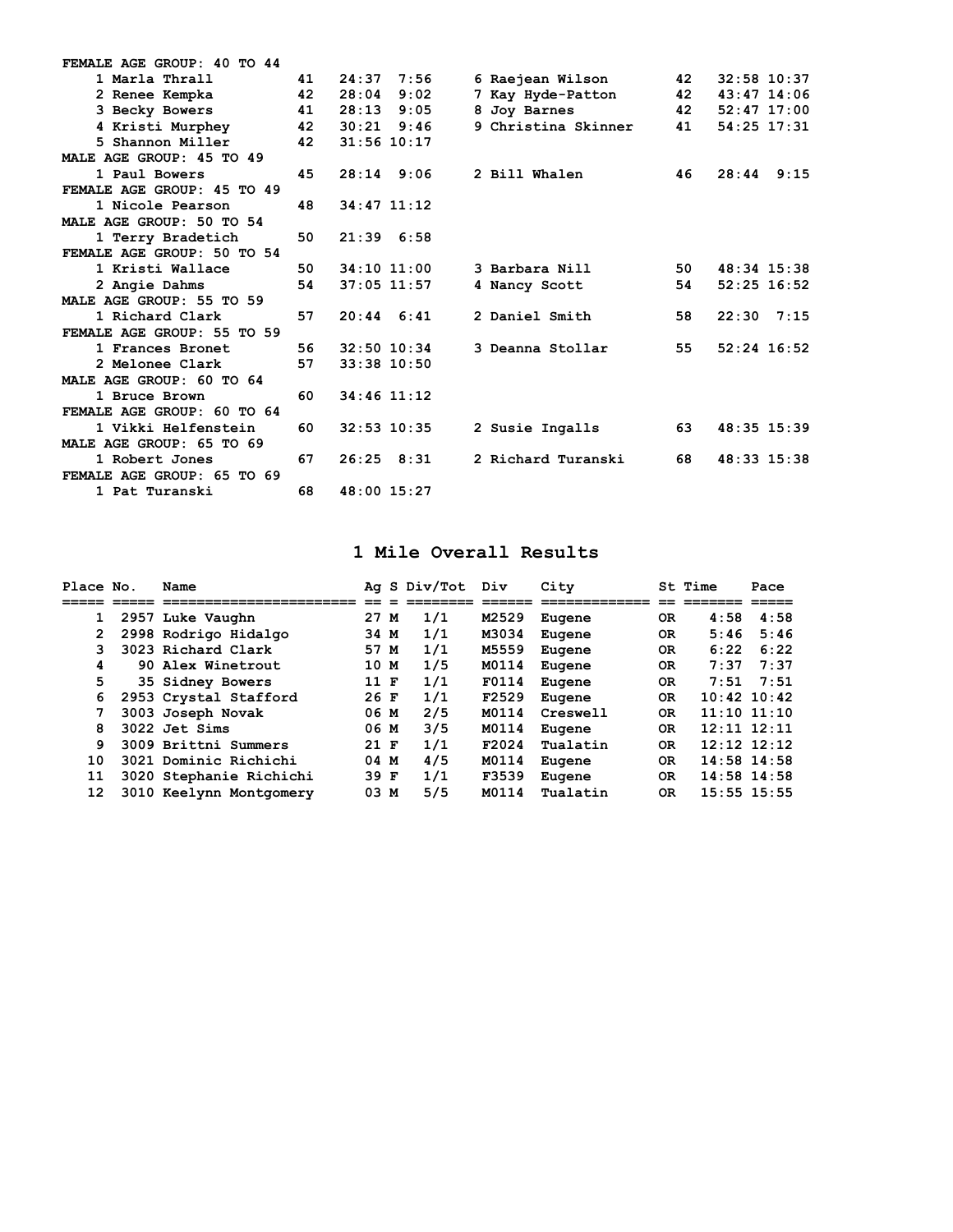**FEMALE AGE GROUP: 40 TO 44**

| | | | | | | | |
|---|---|---|---|---|---|---|---|
| 1 Marla Thrall | 41 | 24:37 | 7:56 | 6 Raejean Wilson | 42 | 32:58 | 10:37 |
| 2 Renee Kempka | 42 | 28:04 | 9:02 | 7 Kay Hyde-Patton | 42 | 43:47 | 14:06 |
| 3 Becky Bowers | 41 | 28:13 | 9:05 | 8 Joy Barnes | 42 | 52:47 | 17:00 |
| 4 Kristi Murphey | 42 | 30:21 | 9:46 | 9 Christina Skinner | 41 | 54:25 | 17:31 |
| 5 Shannon Miller | 42 | 31:56 | 10:17 | | | | |

**MALE AGE GROUP: 45 TO 49**

| | | | | | | | |
|---|---|---|---|---|---|---|---|
| 1 Paul Bowers | 45 | 28:14 | 9:06 | 2 Bill Whalen | 46 | 28:44 | 9:15 |

**FEMALE AGE GROUP: 45 TO 49**

| | | | |
|---|---|---|---|
| 1 Nicole Pearson | 48 | 34:47 | 11:12 |

**MALE AGE GROUP: 50 TO 54**

| | | | |
|---|---|---|---|
| 1 Terry Bradetich | 50 | 21:39 | 6:58 |

**FEMALE AGE GROUP: 50 TO 54**

| | | | | | | | |
|---|---|---|---|---|---|---|---|
| 1 Kristi Wallace | 50 | 34:10 | 11:00 | 3 Barbara Nill | 50 | 48:34 | 15:38 |
| 2 Angie Dahms | 54 | 37:05 | 11:57 | 4 Nancy Scott | 54 | 52:25 | 16:52 |

**MALE AGE GROUP: 55 TO 59**

| | | | | | | | |
|---|---|---|---|---|---|---|---|
| 1 Richard Clark | 57 | 20:44 | 6:41 | 2 Daniel Smith | 58 | 22:30 | 7:15 |

**FEMALE AGE GROUP: 55 TO 59**

| | | | | | | | |
|---|---|---|---|---|---|---|---|
| 1 Frances Bronet | 56 | 32:50 | 10:34 | 3 Deanna Stollar | 55 | 52:24 | 16:52 |
| 2 Melonee Clark | 57 | 33:38 | 10:50 | | | | |

**MALE AGE GROUP: 60 TO 64**

| | | | |
|---|---|---|---|
| 1 Bruce Brown | 60 | 34:46 | 11:12 |

**FEMALE AGE GROUP: 60 TO 64**

| | | | | | | | |
|---|---|---|---|---|---|---|---|
| 1 Vikki Helfenstein | 60 | 32:53 | 10:35 | 2 Susie Ingalls | 63 | 48:35 | 15:39 |

**MALE AGE GROUP: 65 TO 69**

| | | | | | | | |
|---|---|---|---|---|---|---|---|
| 1 Robert Jones | 67 | 26:25 | 8:31 | 2 Richard Turanski | 68 | 48:33 | 15:38 |

**FEMALE AGE GROUP: 65 TO 69**

| | | | |
|---|---|---|---|
| 1 Pat Turanski | 68 | 48:00 | 15:27 |

## 1 Mile Overall Results

| Place | No. | Name | Ag | S | Div/Tot | Div | City | St | Time | Pace |
|---|---|---|---|---|---|---|---|---|---|---|
| 1 | 2957 | Luke Vaughn | 27 | M | 1/1 | M2529 | Eugene | OR | 4:58 | 4:58 |
| 2 | 2998 | Rodrigo Hidalgo | 34 | M | 1/1 | M3034 | Eugene | OR | 5:46 | 5:46 |
| 3 | 3023 | Richard Clark | 57 | M | 1/1 | M5559 | Eugene | OR | 6:22 | 6:22 |
| 4 | 90 | Alex Winetrout | 10 | M | 1/5 | M0114 | Eugene | OR | 7:37 | 7:37 |
| 5 | 35 | Sidney Bowers | 11 | F | 1/1 | F0114 | Eugene | OR | 7:51 | 7:51 |
| 6 | 2953 | Crystal Stafford | 26 | F | 1/1 | F2529 | Eugene | OR | 10:42 | 10:42 |
| 7 | 3003 | Joseph Novak | 06 | M | 2/5 | M0114 | Creswell | OR | 11:10 | 11:10 |
| 8 | 3022 | Jet Sims | 06 | M | 3/5 | M0114 | Eugene | OR | 12:11 | 12:11 |
| 9 | 3009 | Brittni Summers | 21 | F | 1/1 | F2024 | Tualatin | OR | 12:12 | 12:12 |
| 10 | 3021 | Dominic Richichi | 04 | M | 4/5 | M0114 | Eugene | OR | 14:58 | 14:58 |
| 11 | 3020 | Stephanie Richichi | 39 | F | 1/1 | F3539 | Eugene | OR | 14:58 | 14:58 |
| 12 | 3010 | Keelynn Montgomery | 03 | M | 5/5 | M0114 | Tualatin | OR | 15:55 | 15:55 |